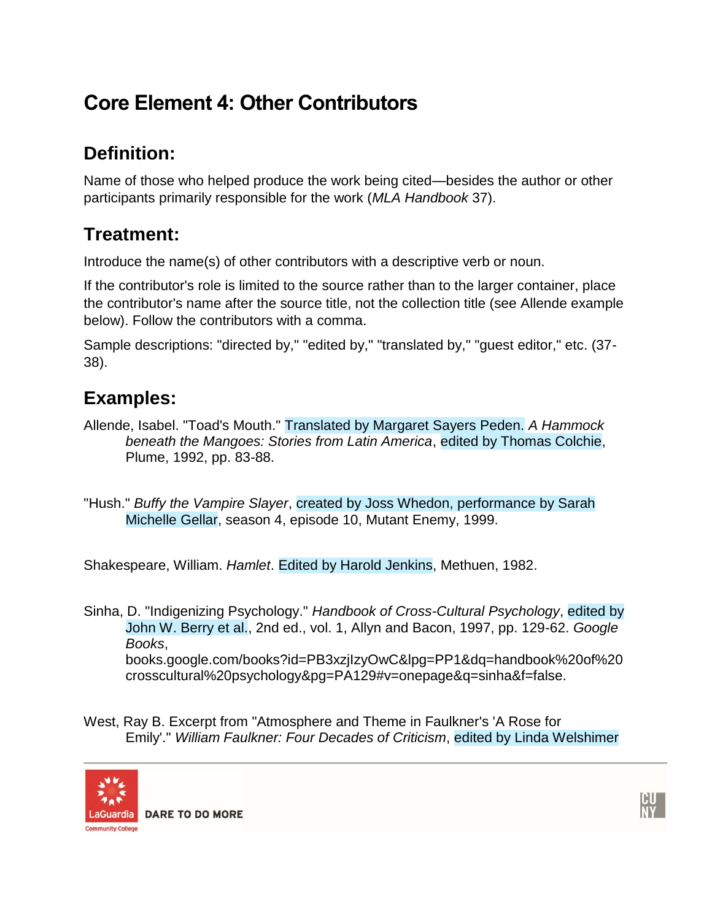# Core Element 4: Other Contributors

## Definition:

Name of those who helped produce the work being cited—besides the author or other participants primarily responsible for the work (*MLA Handbook* 37).

## Treatment:

Introduce the name(s) of other contributors with a descriptive verb or noun.

If the contributor's role is limited to the source rather than to the larger container, place the contributor's name after the source title, not the collection title (see Allende example below). Follow the contributors with a comma.

Sample descriptions: "directed by," "edited by," "translated by," "guest editor," etc. (37-38).

## Examples:

Allende, Isabel. "Toad's Mouth." Translated by Margaret Sayers Peden. *A Hammock beneath the Mangoes: Stories from Latin America*, edited by Thomas Colchie, Plume, 1992, pp. 83-88.

"Hush." *Buffy the Vampire Slayer*, created by Joss Whedon, performance by Sarah Michelle Gellar, season 4, episode 10, Mutant Enemy, 1999.

Shakespeare, William. *Hamlet*. Edited by Harold Jenkins, Methuen, 1982.

Sinha, D. "Indigenizing Psychology." *Handbook of Cross-Cultural Psychology*, edited by John W. Berry et al., 2nd ed., vol. 1, Allyn and Bacon, 1997, pp. 129-62. *Google Books*, books.google.com/books?id=PB3xzjIzyOwC&lpg=PP1&dq=handbook%20of%20crosscultural%20psychology&pg=PA129#v=onepage&q=sinha&f=false.

West, Ray B. Excerpt from "Atmosphere and Theme in Faulkner's 'A Rose for Emily'." *William Faulkner: Four Decades of Criticism*, edited by Linda Welshimer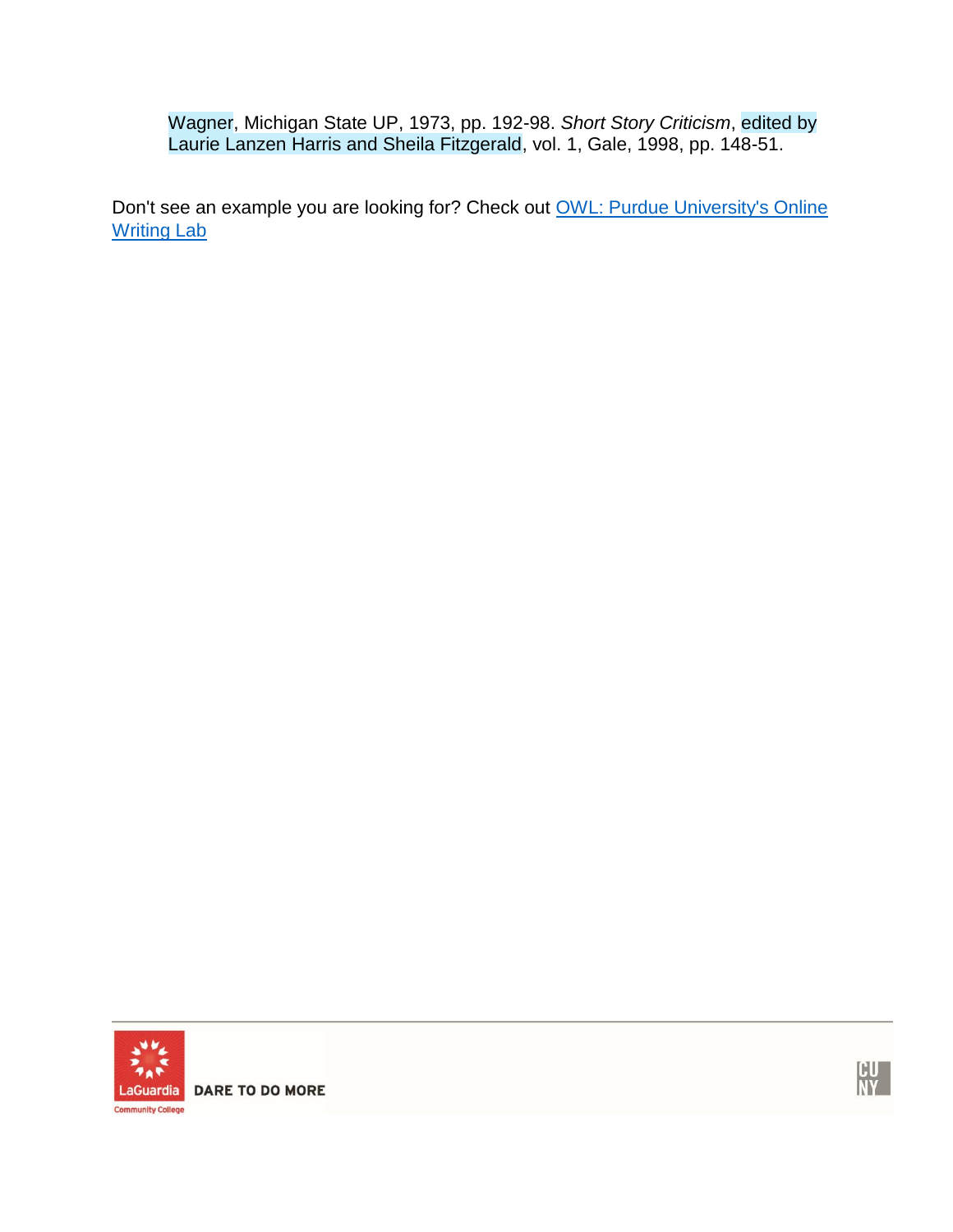Wagner, Michigan State UP, 1973, pp. 192-98. *Short Story Criticism*, edited by Laurie Lanzen Harris and Sheila Fitzgerald, vol. 1, Gale, 1998, pp. 148-51.

Don't see an example you are looking for? Check out [OWL: Purdue University's Online Writing Lab]()